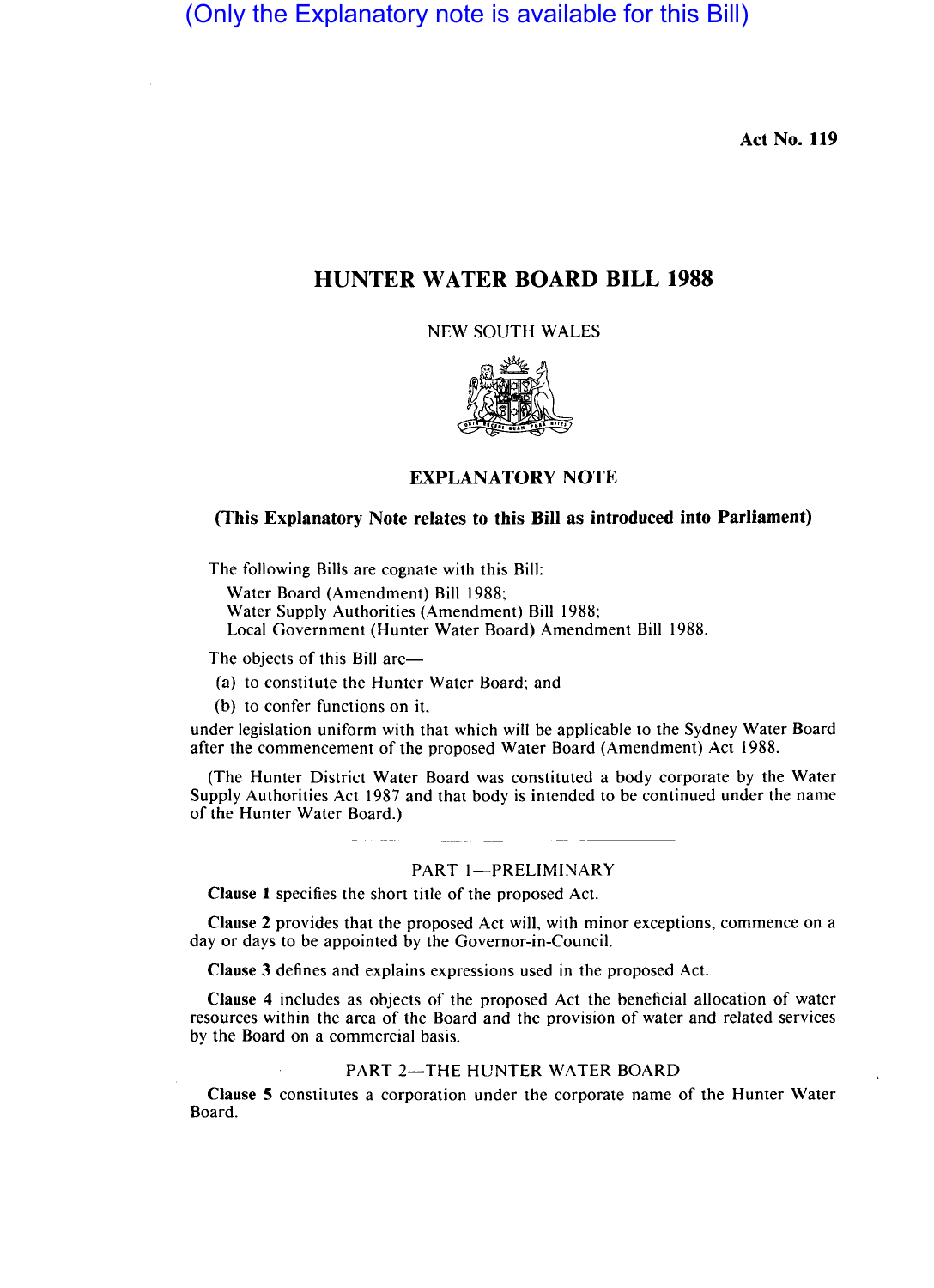(Only the Explanatory note is available for this Bill)

**Act No. 119**

# HUNTER WATER BOARD BILL 1988

NEW SOUTH WALES

## EXPLANATORY NOTE

**(This Explanatory Note relates to this Bill as introduced into Parliament)**

The following Bills are cognate with this Bill:

Water Board (Amendment) Bill 1988;
Water Supply Authorities (Amendment) Bill 1988;
Local Government (Hunter Water Board) Amendment Bill 1988.

The objects of this Bill are—

(a) to constitute the Hunter Water Board; and

(b) to confer functions on it,

under legislation uniform with that which will be applicable to the Sydney Water Board after the commencement of the proposed Water Board (Amendment) Act 1988.

(The Hunter District Water Board was constituted a body corporate by the Water Supply Authorities Act 1987 and that body is intended to be continued under the name of the Hunter Water Board.)

---

### PART 1—PRELIMINARY

**Clause 1** specifies the short title of the proposed Act.

**Clause 2** provides that the proposed Act will, with minor exceptions, commence on a day or days to be appointed by the Governor-in-Council.

**Clause 3** defines and explains expressions used in the proposed Act.

**Clause 4** includes as objects of the proposed Act the beneficial allocation of water resources within the area of the Board and the provision of water and related services by the Board on a commercial basis.

### PART 2—THE HUNTER WATER BOARD

**Clause 5** constitutes a corporation under the corporate name of the Hunter Water Board.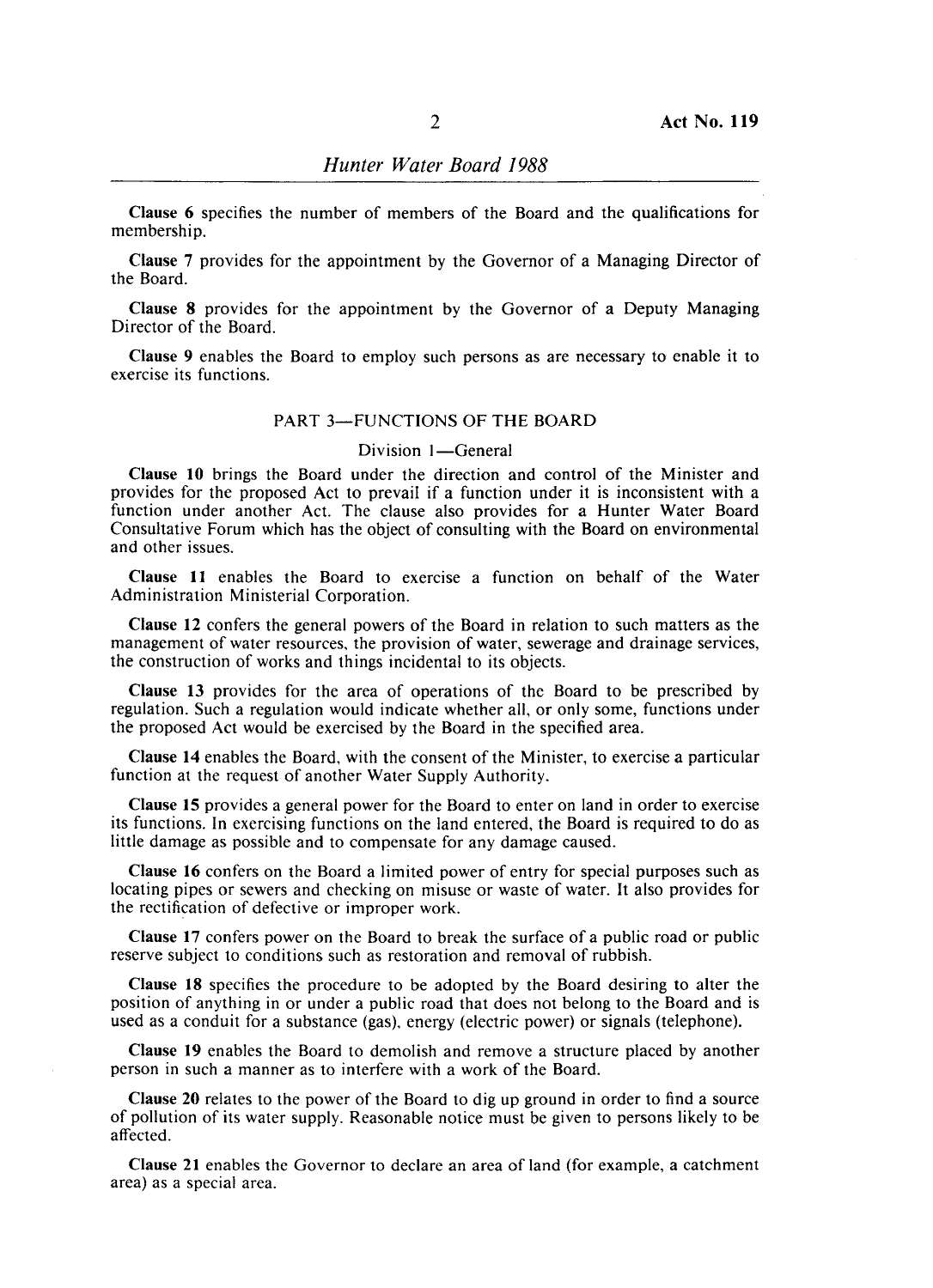**Clause 6** specifies the number of members of the Board and the qualifications for membership.

**Clause 7** provides for the appointment by the Governor of a Managing Director of the Board.

**Clause 8** provides for the appointment by the Governor of a Deputy Managing Director of the Board.

**Clause 9** enables the Board to employ such persons as are necessary to enable it to exercise its functions.

## PART 3—FUNCTIONS OF THE BOARD

### Division 1—General

**Clause 10** brings the Board under the direction and control of the Minister and provides for the proposed Act to prevail if a function under it is inconsistent with a function under another Act. The clause also provides for a Hunter Water Board Consultative Forum which has the object of consulting with the Board on environmental and other issues.

**Clause 11** enables the Board to exercise a function on behalf of the Water Administration Ministerial Corporation.

**Clause 12** confers the general powers of the Board in relation to such matters as the management of water resources, the provision of water, sewerage and drainage services, the construction of works and things incidental to its objects.

**Clause 13** provides for the area of operations of the Board to be prescribed by regulation. Such a regulation would indicate whether all, or only some, functions under the proposed Act would be exercised by the Board in the specified area.

**Clause 14** enables the Board, with the consent of the Minister, to exercise a particular function at the request of another Water Supply Authority.

**Clause 15** provides a general power for the Board to enter on land in order to exercise its functions. In exercising functions on the land entered, the Board is required to do as little damage as possible and to compensate for any damage caused.

**Clause 16** confers on the Board a limited power of entry for special purposes such as locating pipes or sewers and checking on misuse or waste of water. It also provides for the rectification of defective or improper work.

**Clause 17** confers power on the Board to break the surface of a public road or public reserve subject to conditions such as restoration and removal of rubbish.

**Clause 18** specifies the procedure to be adopted by the Board desiring to alter the position of anything in or under a public road that does not belong to the Board and is used as a conduit for a substance (gas), energy (electric power) or signals (telephone).

**Clause 19** enables the Board to demolish and remove a structure placed by another person in such a manner as to interfere with a work of the Board.

**Clause 20** relates to the power of the Board to dig up ground in order to find a source of pollution of its water supply. Reasonable notice must be given to persons likely to be affected.

**Clause 21** enables the Governor to declare an area of land (for example, a catchment area) as a special area.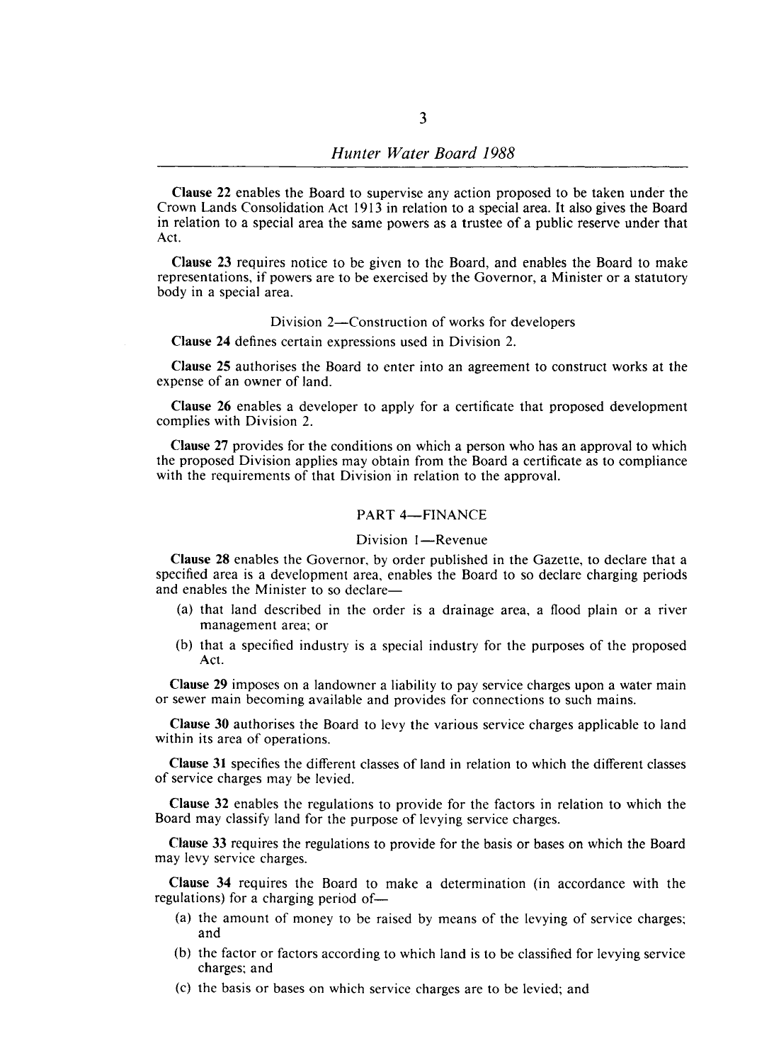**Clause 22** enables the Board to supervise any action proposed to be taken under the Crown Lands Consolidation Act 1913 in relation to a special area. It also gives the Board in relation to a special area the same powers as a trustee of a public reserve under that Act.

**Clause 23** requires notice to be given to the Board, and enables the Board to make representations, if powers are to be exercised by the Governor, a Minister or a statutory body in a special area.

Division 2—Construction of works for developers

**Clause 24** defines certain expressions used in Division 2.

**Clause 25** authorises the Board to enter into an agreement to construct works at the expense of an owner of land.

**Clause 26** enables a developer to apply for a certificate that proposed development complies with Division 2.

**Clause 27** provides for the conditions on which a person who has an approval to which the proposed Division applies may obtain from the Board a certificate as to compliance with the requirements of that Division in relation to the approval.

## PART 4—FINANCE

Division 1—Revenue

**Clause 28** enables the Governor, by order published in the Gazette, to declare that a specified area is a development area, enables the Board to so declare charging periods and enables the Minister to so declare—

(a) that land described in the order is a drainage area, a flood plain or a river management area; or

(b) that a specified industry is a special industry for the purposes of the proposed Act.

**Clause 29** imposes on a landowner a liability to pay service charges upon a water main or sewer main becoming available and provides for connections to such mains.

**Clause 30** authorises the Board to levy the various service charges applicable to land within its area of operations.

**Clause 31** specifies the different classes of land in relation to which the different classes of service charges may be levied.

**Clause 32** enables the regulations to provide for the factors in relation to which the Board may classify land for the purpose of levying service charges.

**Clause 33** requires the regulations to provide for the basis or bases on which the Board may levy service charges.

**Clause 34** requires the Board to make a determination (in accordance with the regulations) for a charging period of—

(a) the amount of money to be raised by means of the levying of service charges; and

(b) the factor or factors according to which land is to be classified for levying service charges; and

(c) the basis or bases on which service charges are to be levied; and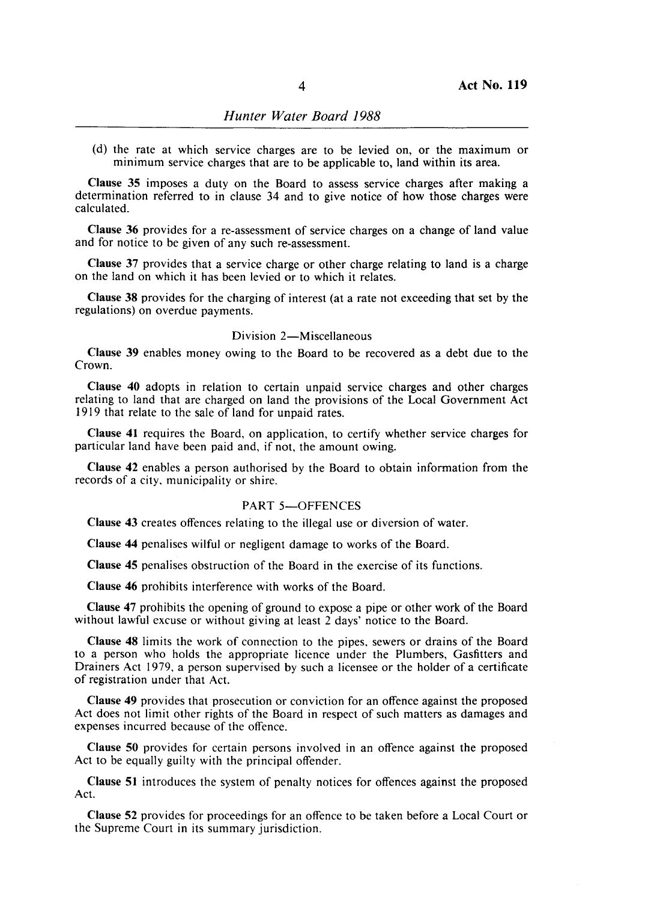(d) the rate at which service charges are to be levied on, or the maximum or minimum service charges that are to be applicable to, land within its area.

**Clause 35** imposes a duty on the Board to assess service charges after making a determination referred to in clause 34 and to give notice of how those charges were calculated.

**Clause 36** provides for a re-assessment of service charges on a change of land value and for notice to be given of any such re-assessment.

**Clause 37** provides that a service charge or other charge relating to land is a charge on the land on which it has been levied or to which it relates.

**Clause 38** provides for the charging of interest (at a rate not exceeding that set by the regulations) on overdue payments.

Division 2—Miscellaneous

**Clause 39** enables money owing to the Board to be recovered as a debt due to the Crown.

**Clause 40** adopts in relation to certain unpaid service charges and other charges relating to land that are charged on land the provisions of the Local Government Act 1919 that relate to the sale of land for unpaid rates.

**Clause 41** requires the Board, on application, to certify whether service charges for particular land have been paid and, if not, the amount owing.

**Clause 42** enables a person authorised by the Board to obtain information from the records of a city, municipality or shire.

PART 5—OFFENCES

**Clause 43** creates offences relating to the illegal use or diversion of water.

**Clause 44** penalises wilful or negligent damage to works of the Board.

**Clause 45** penalises obstruction of the Board in the exercise of its functions.

**Clause 46** prohibits interference with works of the Board.

**Clause 47** prohibits the opening of ground to expose a pipe or other work of the Board without lawful excuse or without giving at least 2 days' notice to the Board.

**Clause 48** limits the work of connection to the pipes, sewers or drains of the Board to a person who holds the appropriate licence under the Plumbers, Gasfitters and Drainers Act 1979, a person supervised by such a licensee or the holder of a certificate of registration under that Act.

**Clause 49** provides that prosecution or conviction for an offence against the proposed Act does not limit other rights of the Board in respect of such matters as damages and expenses incurred because of the offence.

**Clause 50** provides for certain persons involved in an offence against the proposed Act to be equally guilty with the principal offender.

**Clause 51** introduces the system of penalty notices for offences against the proposed Act.

**Clause 52** provides for proceedings for an offence to be taken before a Local Court or the Supreme Court in its summary jurisdiction.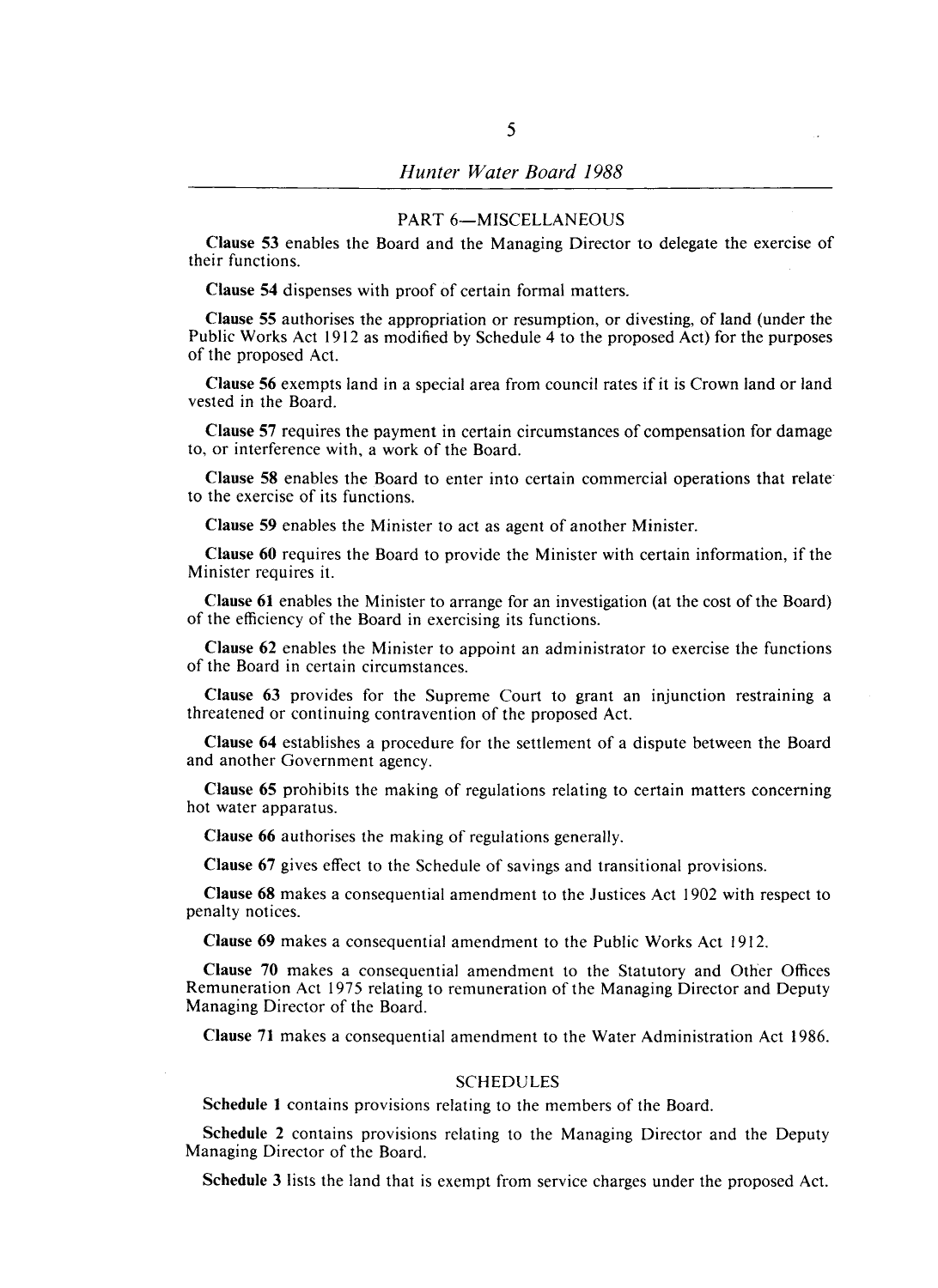## PART 6—MISCELLANEOUS

**Clause 53** enables the Board and the Managing Director to delegate the exercise of their functions.

**Clause 54** dispenses with proof of certain formal matters.

**Clause 55** authorises the appropriation or resumption, or divesting, of land (under the Public Works Act 1912 as modified by Schedule 4 to the proposed Act) for the purposes of the proposed Act.

**Clause 56** exempts land in a special area from council rates if it is Crown land or land vested in the Board.

**Clause 57** requires the payment in certain circumstances of compensation for damage to, or interference with, a work of the Board.

**Clause 58** enables the Board to enter into certain commercial operations that relate to the exercise of its functions.

**Clause 59** enables the Minister to act as agent of another Minister.

**Clause 60** requires the Board to provide the Minister with certain information, if the Minister requires it.

**Clause 61** enables the Minister to arrange for an investigation (at the cost of the Board) of the efficiency of the Board in exercising its functions.

**Clause 62** enables the Minister to appoint an administrator to exercise the functions of the Board in certain circumstances.

**Clause 63** provides for the Supreme Court to grant an injunction restraining a threatened or continuing contravention of the proposed Act.

**Clause 64** establishes a procedure for the settlement of a dispute between the Board and another Government agency.

**Clause 65** prohibits the making of regulations relating to certain matters concerning hot water apparatus.

**Clause 66** authorises the making of regulations generally.

**Clause 67** gives effect to the Schedule of savings and transitional provisions.

**Clause 68** makes a consequential amendment to the Justices Act 1902 with respect to penalty notices.

**Clause 69** makes a consequential amendment to the Public Works Act 1912.

**Clause 70** makes a consequential amendment to the Statutory and Other Offices Remuneration Act 1975 relating to remuneration of the Managing Director and Deputy Managing Director of the Board.

**Clause 71** makes a consequential amendment to the Water Administration Act 1986.

## SCHEDULES

**Schedule 1** contains provisions relating to the members of the Board.

**Schedule 2** contains provisions relating to the Managing Director and the Deputy Managing Director of the Board.

**Schedule 3** lists the land that is exempt from service charges under the proposed Act.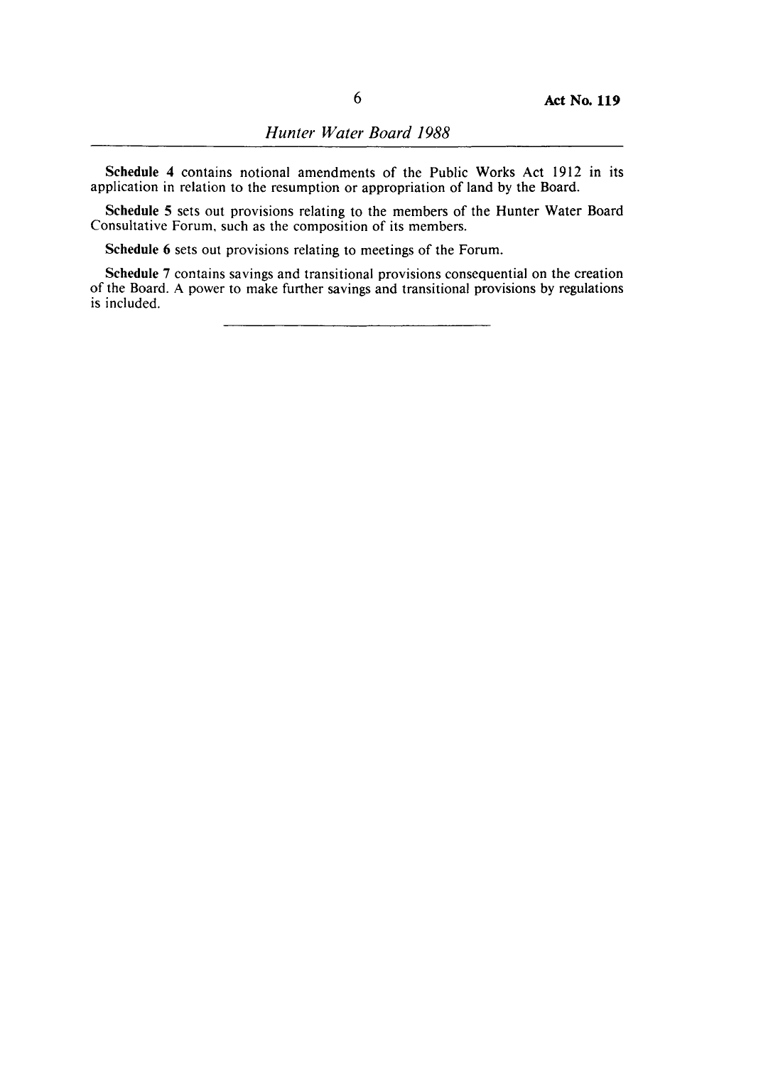**Schedule 4** contains notional amendments of the Public Works Act 1912 in its application in relation to the resumption or appropriation of land by the Board.

**Schedule 5** sets out provisions relating to the members of the Hunter Water Board Consultative Forum, such as the composition of its members.

**Schedule 6** sets out provisions relating to meetings of the Forum.

**Schedule 7** contains savings and transitional provisions consequential on the creation of the Board. A power to make further savings and transitional provisions by regulations is included.